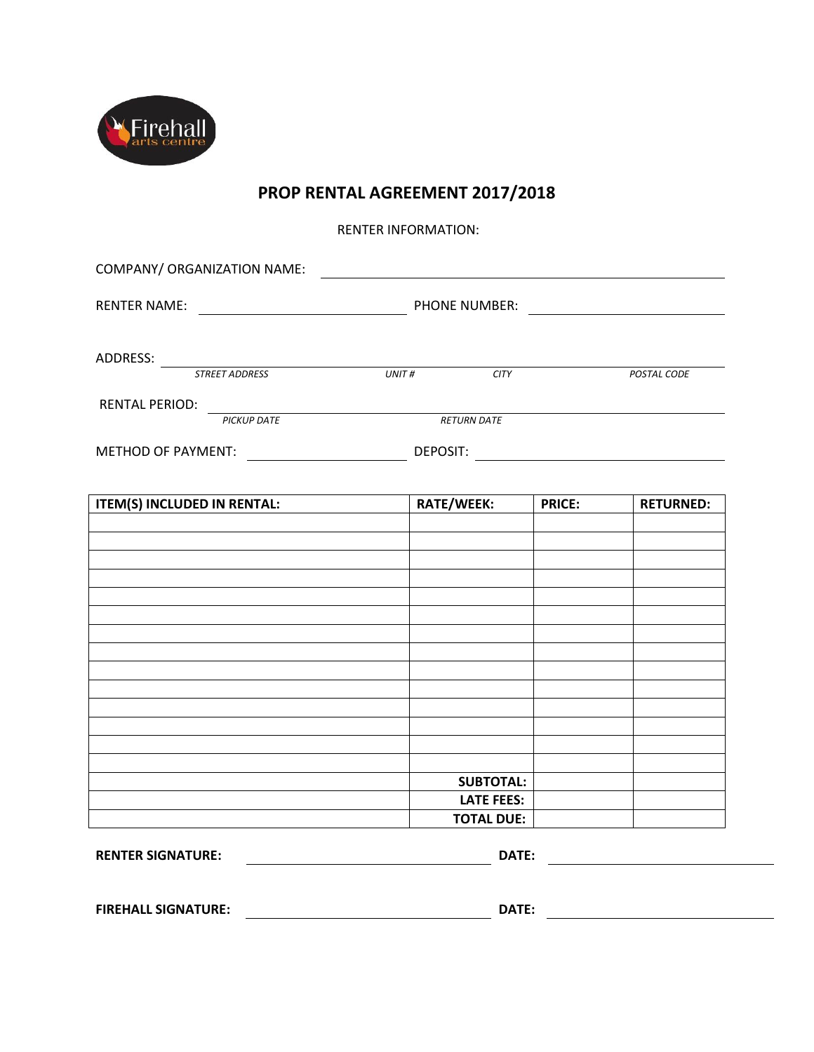# PROP RENTAL AGREEMENT 2017/2018

RENTER INFORMATION:

COMPANY/ ORGANIZATION NAME: ______________________________

RENTER NAME: ______________________ PHONE NUMBER: ______________________

ADDRESS: ________________________________________________
*STREET ADDRESS* *UNIT #* *CITY* *POSTAL CODE*

RENTAL PERIOD: ________________________________________________
*PICKUP DATE* *RETURN DATE*

METHOD OF PAYMENT: ______________________ DEPOSIT: ______________________

| ITEM(S) INCLUDED IN RENTAL: | RATE/WEEK: | PRICE: | RETURNED: |
|---|---|---|---|
| | | | |
| | | | |
| | | | |
| | | | |
| | | | |
| | | | |
| | | | |
| | | | |
| | | | |
| | | | |
| | | | |
| | | | |
| | | | |
| | | | |
| | **SUBTOTAL:** | | |
| | **LATE FEES:** | | |
| | **TOTAL DUE:** | | |

**RENTER SIGNATURE:** ______________________ **DATE:** ______________________

**FIREHALL SIGNATURE:** ______________________ **DATE:** ______________________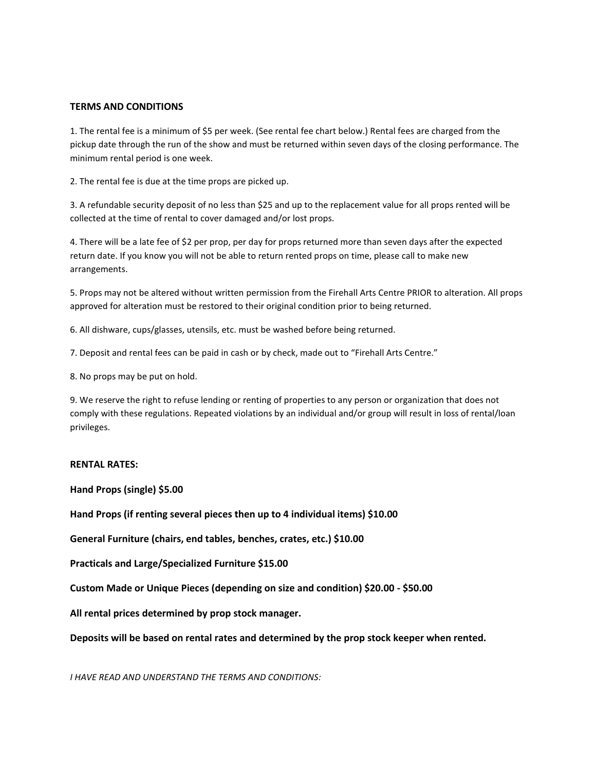**TERMS AND CONDITIONS**

1. The rental fee is a minimum of $5 per week. (See rental fee chart below.) Rental fees are charged from the pickup date through the run of the show and must be returned within seven days of the closing performance. The minimum rental period is one week.

2. The rental fee is due at the time props are picked up.

3. A refundable security deposit of no less than $25 and up to the replacement value for all props rented will be collected at the time of rental to cover damaged and/or lost props.

4. There will be a late fee of $2 per prop, per day for props returned more than seven days after the expected return date. If you know you will not be able to return rented props on time, please call to make new arrangements.

5. Props may not be altered without written permission from the Firehall Arts Centre PRIOR to alteration. All props approved for alteration must be restored to their original condition prior to being returned.

6. All dishware, cups/glasses, utensils, etc. must be washed before being returned.

7. Deposit and rental fees can be paid in cash or by check, made out to "Firehall Arts Centre."

8. No props may be put on hold.

9. We reserve the right to refuse lending or renting of properties to any person or organization that does not comply with these regulations. Repeated violations by an individual and/or group will result in loss of rental/loan privileges.

**RENTAL RATES:**

**Hand Props (single) $5.00**

**Hand Props (if renting several pieces then up to 4 individual items) $10.00**

**General Furniture (chairs, end tables, benches, crates, etc.) $10.00**

**Practicals and Large/Specialized Furniture $15.00**

**Custom Made or Unique Pieces (depending on size and condition) $20.00 - $50.00**

**All rental prices determined by prop stock manager.**

**Deposits will be based on rental rates and determined by the prop stock keeper when rented.**

*I HAVE READ AND UNDERSTAND THE TERMS AND CONDITIONS:*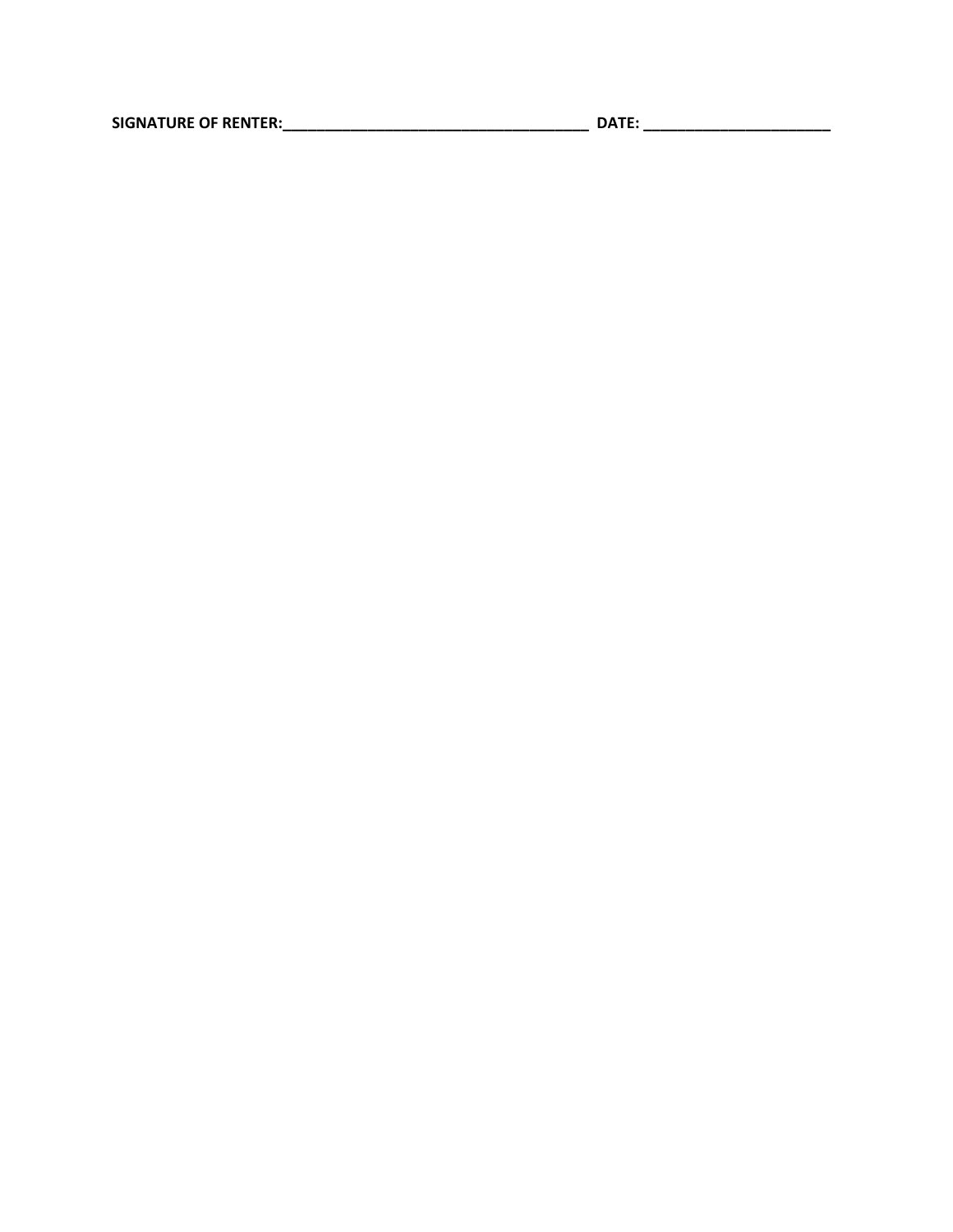**SIGNATURE OF RENTER:_______________________________________ DATE: ________________________**